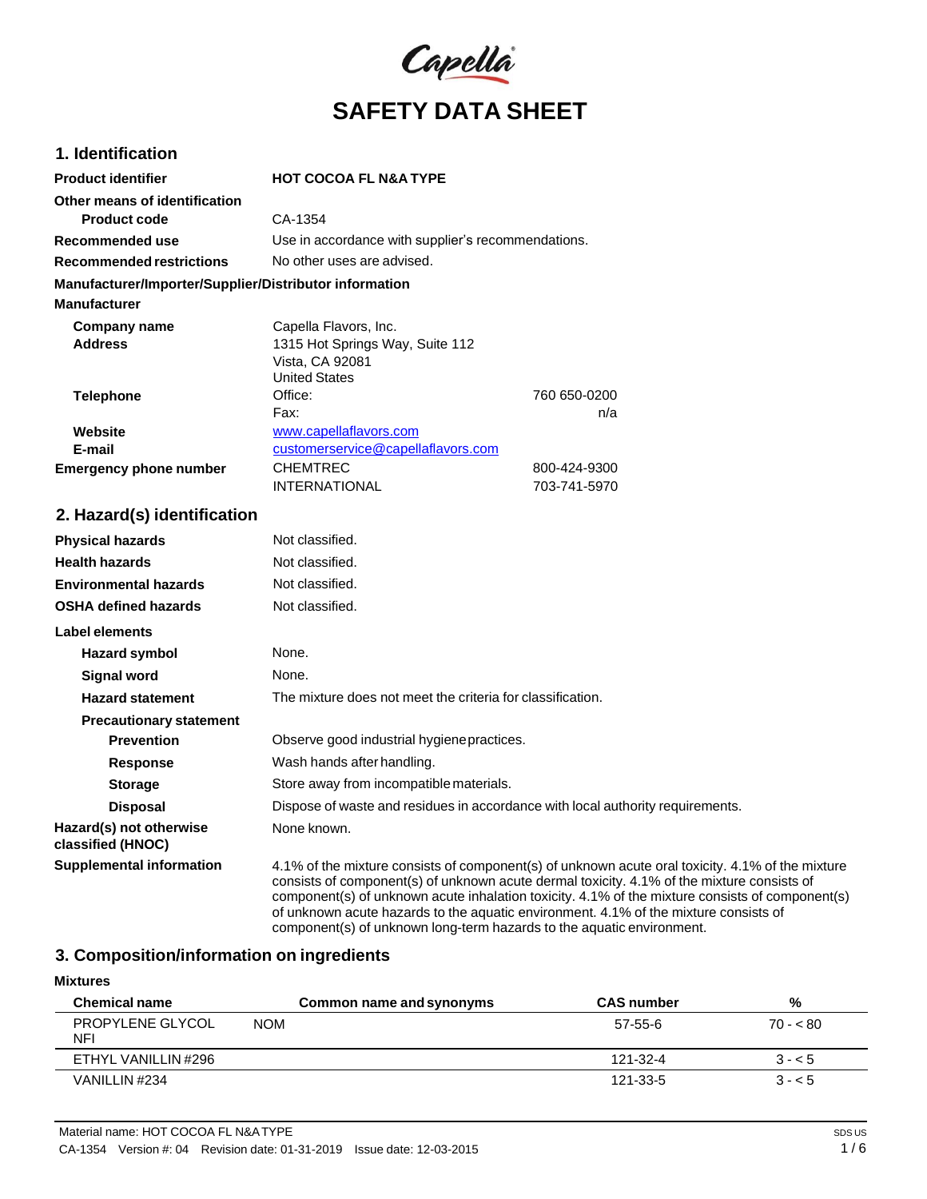Capella

# SAFETY DATA SHEET

## 1. Identification

| | | |
|---|---|---|
| **Product identifier** | **HOT COCOA FL N&A TYPE** | |
| **Other means of identification** | | |
| **Product code** | CA-1354 | |
| **Recommended use** | Use in accordance with supplier's recommendations. | |
| **Recommended restrictions** | No other uses are advised. | |

**Manufacturer/Importer/Supplier/Distributor information**

**Manufacturer**

| | | |
|---|---|---|
| **Company name** | Capella Flavors, Inc. | |
| **Address** | 1315 Hot Springs Way, Suite 112<br>Vista, CA 92081<br>United States | |
| **Telephone** | Office: | 760 650-0200 |
| | Fax: | n/a |
| **Website** | www.capellaflavors.com | |
| **E-mail** | customerservice@capellaflavors.com | |
| **Emergency phone number** | CHEMTREC | 800-424-9300 |
| | INTERNATIONAL | 703-741-5970 |

## 2. Hazard(s) identification

| | |
|---|---|
| **Physical hazards** | Not classified. |
| **Health hazards** | Not classified. |
| **Environmental hazards** | Not classified. |
| **OSHA defined hazards** | Not classified. |

**Label elements**

| | |
|---|---|
| **Hazard symbol** | None. |
| **Signal word** | None. |
| **Hazard statement** | The mixture does not meet the criteria for classification. |
| **Precautionary statement** | |
| **Prevention** | Observe good industrial hygiene practices. |
| **Response** | Wash hands after handling. |
| **Storage** | Store away from incompatible materials. |
| **Disposal** | Dispose of waste and residues in accordance with local authority requirements. |
| **Hazard(s) not otherwise classified (HNOC)** | None known. |
| **Supplemental information** | 4.1% of the mixture consists of component(s) of unknown acute oral toxicity. 4.1% of the mixture consists of component(s) of unknown acute dermal toxicity. 4.1% of the mixture consists of component(s) of unknown acute inhalation toxicity. 4.1% of the mixture consists of component(s) of unknown acute hazards to the aquatic environment. 4.1% of the mixture consists of component(s) of unknown long-term hazards to the aquatic environment. |

## 3. Composition/information on ingredients

**Mixtures**

| Chemical name | Common name and synonyms | CAS number | % |
|---|---|---|---|
| PROPYLENE GLYCOL NFI | NOM | 57-55-6 | 70 - < 80 |
| ETHYL VANILLIN #296 | | 121-32-4 | 3 - < 5 |
| VANILLIN #234 | | 121-33-5 | 3 - < 5 |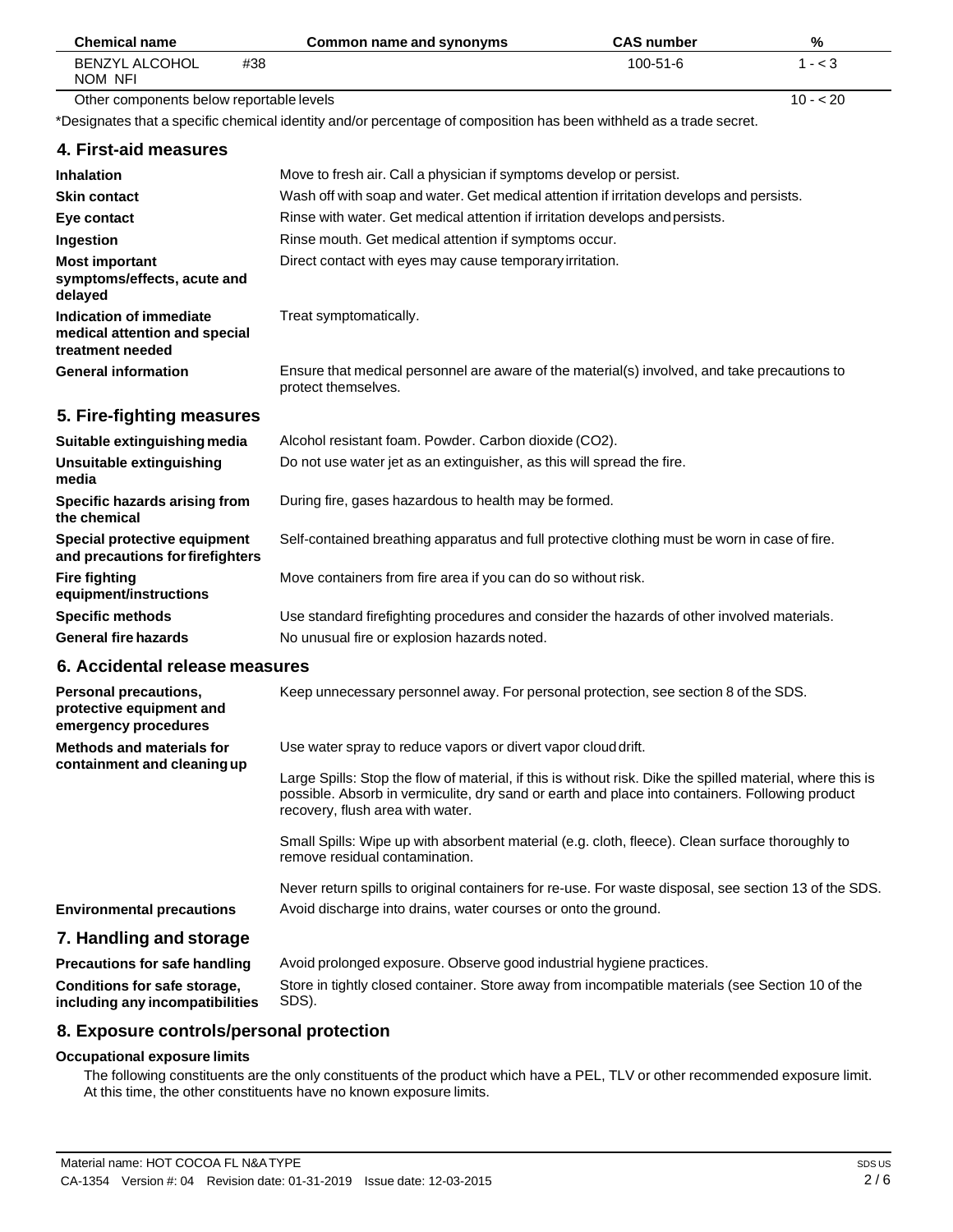| Chemical name | Common name and synonyms | CAS number | % |
| --- | --- | --- | --- |
| BENZYL ALCOHOL #38 NOM NFI | | 100-51-6 | 1 - < 3 |
| Other components below reportable levels | | | 10 - < 20 |

*Designates that a specific chemical identity and/or percentage of composition has been withheld as a trade secret.

## 4. First-aid measures

**Inhalation** Move to fresh air. Call a physician if symptoms develop or persist.

**Skin contact** Wash off with soap and water. Get medical attention if irritation develops and persists.

**Eye contact** Rinse with water. Get medical attention if irritation develops and persists.

**Ingestion** Rinse mouth. Get medical attention if symptoms occur.

**Most important symptoms/effects, acute and delayed** Direct contact with eyes may cause temporary irritation.

**Indication of immediate medical attention and special treatment needed** Treat symptomatically.

**General information** Ensure that medical personnel are aware of the material(s) involved, and take precautions to protect themselves.

## 5. Fire-fighting measures

**Suitable extinguishing media** Alcohol resistant foam. Powder. Carbon dioxide ($CO_2$).

**Unsuitable extinguishing media** Do not use water jet as an extinguisher, as this will spread the fire.

**Specific hazards arising from the chemical** During fire, gases hazardous to health may be formed.

**Special protective equipment and precautions for firefighters** Self-contained breathing apparatus and full protective clothing must be worn in case of fire.

**Fire fighting equipment/instructions** Move containers from fire area if you can do so without risk.

**Specific methods** Use standard firefighting procedures and consider the hazards of other involved materials.

**General fire hazards** No unusual fire or explosion hazards noted.

## 6. Accidental release measures

**Personal precautions, protective equipment and emergency procedures** Keep unnecessary personnel away. For personal protection, see section 8 of the SDS.

**Methods and materials for containment and cleaning up** Use water spray to reduce vapors or divert vapor cloud drift.

Large Spills: Stop the flow of material, if this is without risk. Dike the spilled material, where this is possible. Absorb in vermiculite, dry sand or earth and place into containers. Following product recovery, flush area with water.

Small Spills: Wipe up with absorbent material (e.g. cloth, fleece). Clean surface thoroughly to remove residual contamination.

Never return spills to original containers for re-use. For waste disposal, see section 13 of the SDS.

**Environmental precautions** Avoid discharge into drains, water courses or onto the ground.

## 7. Handling and storage

**Precautions for safe handling** Avoid prolonged exposure. Observe good industrial hygiene practices.

**Conditions for safe storage, including any incompatibilities** Store in tightly closed container. Store away from incompatible materials (see Section 10 of the SDS).

## 8. Exposure controls/personal protection

**Occupational exposure limits**

The following constituents are the only constituents of the product which have a PEL, TLV or other recommended exposure limit. At this time, the other constituents have no known exposure limits.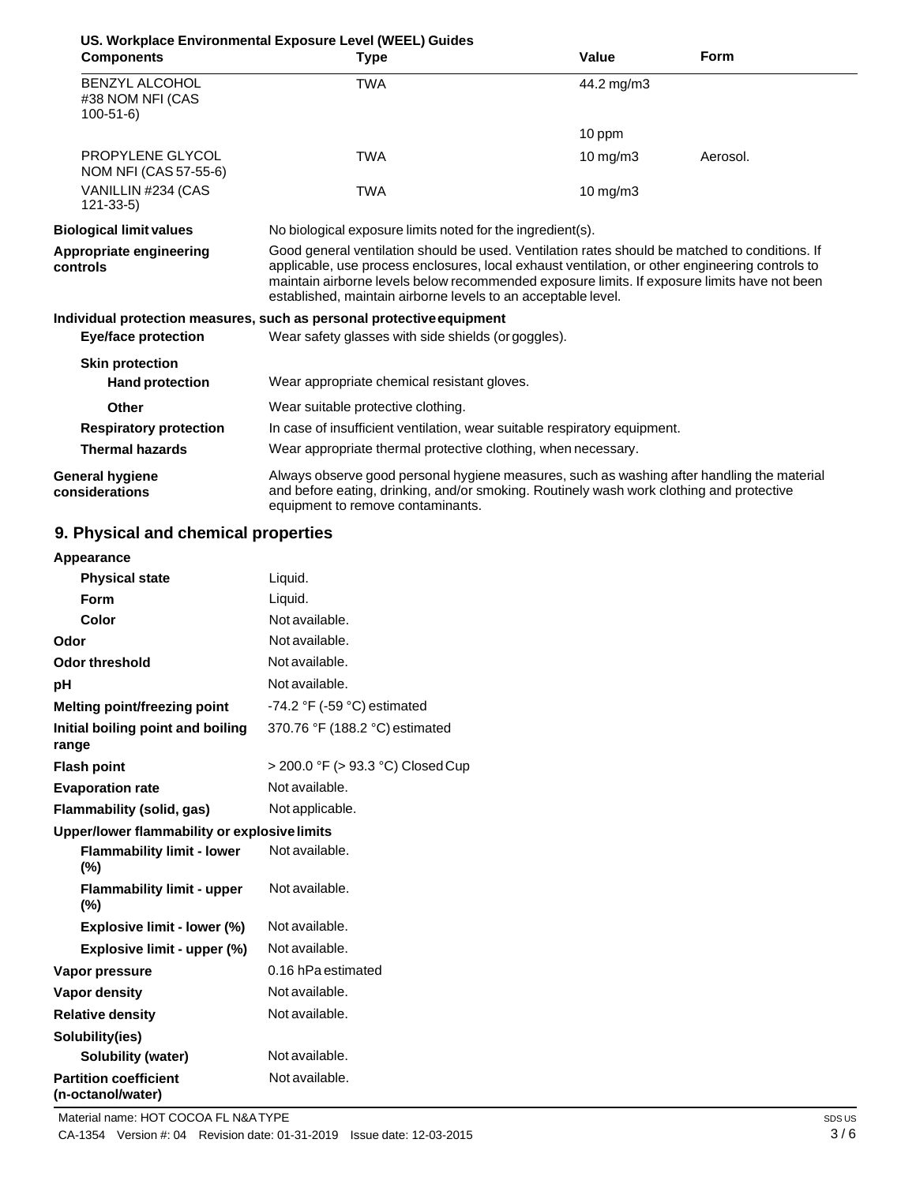**US. Workplace Environmental Exposure Level (WEEL) Guides**

| Components | Type | Value | Form |
|---|---|---|---|
| BENZYL ALCOHOL #38 NOM NFI (CAS 100-51-6) | TWA | 44.2 mg/m3 | |
| | | 10 ppm | |
| PROPYLENE GLYCOL NOM NFI (CAS 57-55-6) | TWA | 10 mg/m3 | Aerosol. |
| VANILLIN #234 (CAS 121-33-5) | TWA | 10 mg/m3 | |

**Biological limit values**
No biological exposure limits noted for the ingredient(s).

**Appropriate engineering controls**
Good general ventilation should be used. Ventilation rates should be matched to conditions. If applicable, use process enclosures, local exhaust ventilation, or other engineering controls to maintain airborne levels below recommended exposure limits. If exposure limits have not been established, maintain airborne levels to an acceptable level.

**Individual protection measures, such as personal protective equipment**

**Eye/face protection**
Wear safety glasses with side shields (or goggles).

**Skin protection**

**Hand protection**
Wear appropriate chemical resistant gloves.

**Other**
Wear suitable protective clothing.

**Respiratory protection**
In case of insufficient ventilation, wear suitable respiratory equipment.

**Thermal hazards**
Wear appropriate thermal protective clothing, when necessary.

**General hygiene considerations**
Always observe good personal hygiene measures, such as washing after handling the material and before eating, drinking, and/or smoking. Routinely wash work clothing and protective equipment to remove contaminants.

## 9. Physical and chemical properties

| Property | Value |
|---|---|
| **Appearance** | |
| **Physical state** | Liquid. |
| **Form** | Liquid. |
| **Color** | Not available. |
| **Odor** | Not available. |
| **Odor threshold** | Not available. |
| **pH** | Not available. |
| **Melting point/freezing point** | -74.2 °F (-59 °C) estimated |
| **Initial boiling point and boiling range** | 370.76 °F (188.2 °C) estimated |
| **Flash point** | > 200.0 °F (> 93.3 °C) Closed Cup |
| **Evaporation rate** | Not available. |
| **Flammability (solid, gas)** | Not applicable. |
| **Upper/lower flammability or explosive limits** | |
| **Flammability limit - lower (%)** | Not available. |
| **Flammability limit - upper (%)** | Not available. |
| **Explosive limit - lower (%)** | Not available. |
| **Explosive limit - upper (%)** | Not available. |
| **Vapor pressure** | 0.16 hPa estimated |
| **Vapor density** | Not available. |
| **Relative density** | Not available. |
| **Solubility(ies)** | |
| **Solubility (water)** | Not available. |
| **Partition coefficient (n-octanol/water)** | Not available. |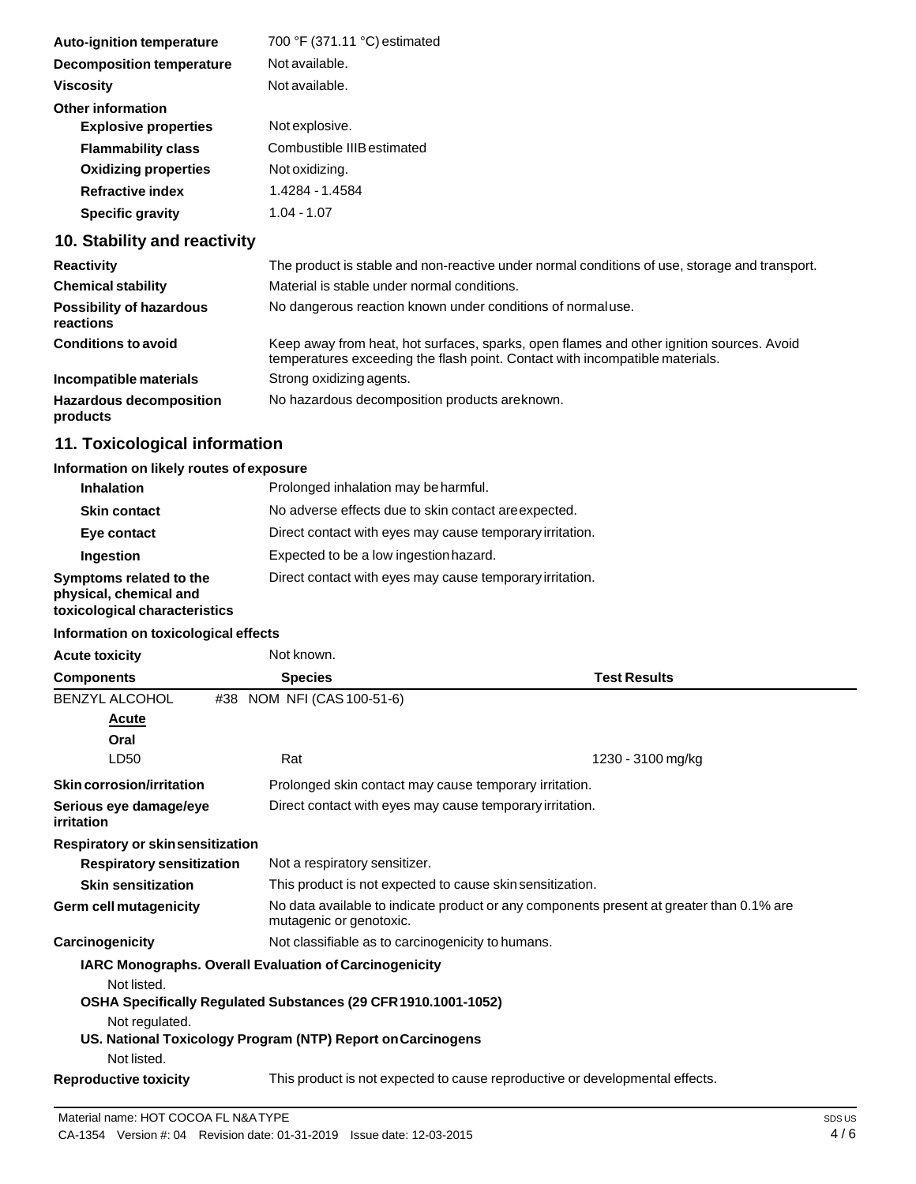| | |
|---|---|
| **Auto-ignition temperature** | 700 °F (371.11 °C) estimated |
| **Decomposition temperature** | Not available. |
| **Viscosity** | Not available. |
| **Other information** | |
| **Explosive properties** | Not explosive. |
| **Flammability class** | Combustible IIIB estimated |
| **Oxidizing properties** | Not oxidizing. |
| **Refractive index** | 1.4284 - 1.4584 |
| **Specific gravity** | 1.04 - 1.07 |

## 10. Stability and reactivity

| | |
|---|---|
| **Reactivity** | The product is stable and non-reactive under normal conditions of use, storage and transport. |
| **Chemical stability** | Material is stable under normal conditions. |
| **Possibility of hazardous reactions** | No dangerous reaction known under conditions of normal use. |
| **Conditions to avoid** | Keep away from heat, hot surfaces, sparks, open flames and other ignition sources. Avoid temperatures exceeding the flash point. Contact with incompatible materials. |
| **Incompatible materials** | Strong oxidizing agents. |
| **Hazardous decomposition products** | No hazardous decomposition products are known. |

## 11. Toxicological information

**Information on likely routes of exposure**

| | |
|---|---|
| **Inhalation** | Prolonged inhalation may be harmful. |
| **Skin contact** | No adverse effects due to skin contact are expected. |
| **Eye contact** | Direct contact with eyes may cause temporary irritation. |
| **Ingestion** | Expected to be a low ingestion hazard. |
| **Symptoms related to the physical, chemical and toxicological characteristics** | Direct contact with eyes may cause temporary irritation. |

**Information on toxicological effects**

**Acute toxicity** Not known.

| Components | Species | Test Results |
|---|---|---|
| BENZYL ALCOHOL #38 NOM NFI (CAS 100-51-6) | | |
| **Acute** | | |
| **Oral** | | |
| LD50 | Rat | 1230 - 3100 mg/kg |

| | |
|---|---|
| **Skin corrosion/irritation** | Prolonged skin contact may cause temporary irritation. |
| **Serious eye damage/eye irritation** | Direct contact with eyes may cause temporary irritation. |
| **Respiratory or skin sensitization** | |
| **Respiratory sensitization** | Not a respiratory sensitizer. |
| **Skin sensitization** | This product is not expected to cause skin sensitization. |
| **Germ cell mutagenicity** | No data available to indicate product or any components present at greater than 0.1% are mutagenic or genotoxic. |
| **Carcinogenicity** | Not classifiable as to carcinogenicity to humans. |

**IARC Monographs. Overall Evaluation of Carcinogenicity**

Not listed.

**OSHA Specifically Regulated Substances (29 CFR 1910.1001-1052)**

Not regulated.

**US. National Toxicology Program (NTP) Report on Carcinogens**

Not listed.

**Reproductive toxicity** This product is not expected to cause reproductive or developmental effects.

Material name: HOT COCOA FL N&A TYPE

CA-1354 Version #: 04 Revision date: 01-31-2019 Issue date: 12-03-2015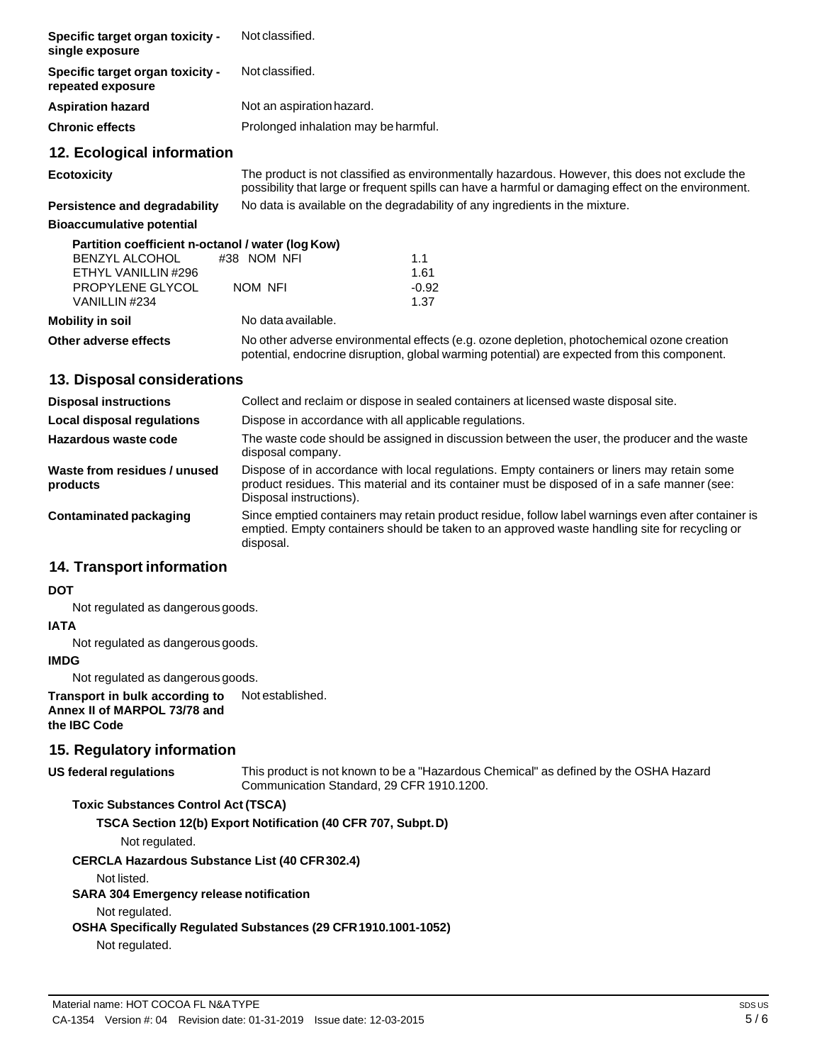| | |
|---|---|
| **Specific target organ toxicity - single exposure** | Not classified. |
| **Specific target organ toxicity - repeated exposure** | Not classified. |
| **Aspiration hazard** | Not an aspiration hazard. |
| **Chronic effects** | Prolonged inhalation may be harmful. |

## 12. Ecological information

**Ecotoxicity** The product is not classified as environmentally hazardous. However, this does not exclude the possibility that large or frequent spills can have a harmful or damaging effect on the environment.

**Persistence and degradability** No data is available on the degradability of any ingredients in the mixture.

**Bioaccumulative potential**

**Partition coefficient n-octanol / water (log Kow)**

| | |
|---|---|
| BENZYL ALCOHOL #38 NOM NFI | 1.1 |
| ETHYL VANILLIN #296 | 1.61 |
| PROPYLENE GLYCOL NOM NFI | -0.92 |
| VANILLIN #234 | 1.37 |

**Mobility in soil** No data available.

**Other adverse effects** No other adverse environmental effects (e.g. ozone depletion, photochemical ozone creation potential, endocrine disruption, global warming potential) are expected from this component.

## 13. Disposal considerations

| | |
|---|---|
| **Disposal instructions** | Collect and reclaim or dispose in sealed containers at licensed waste disposal site. |
| **Local disposal regulations** | Dispose in accordance with all applicable regulations. |
| **Hazardous waste code** | The waste code should be assigned in discussion between the user, the producer and the waste disposal company. |
| **Waste from residues / unused products** | Dispose of in accordance with local regulations. Empty containers or liners may retain some product residues. This material and its container must be disposed of in a safe manner (see: Disposal instructions). |
| **Contaminated packaging** | Since emptied containers may retain product residue, follow label warnings even after container is emptied. Empty containers should be taken to an approved waste handling site for recycling or disposal. |

## 14. Transport information

**DOT**

Not regulated as dangerous goods.

**IATA**

Not regulated as dangerous goods.

**IMDG**

Not regulated as dangerous goods.

**Transport in bulk according to Annex II of MARPOL 73/78 and the IBC Code** Not established.

## 15. Regulatory information

**US federal regulations** This product is not known to be a "Hazardous Chemical" as defined by the OSHA Hazard Communication Standard, 29 CFR 1910.1200.

**Toxic Substances Control Act (TSCA)**

**TSCA Section 12(b) Export Notification (40 CFR 707, Subpt. D)**

Not regulated.

**CERCLA Hazardous Substance List (40 CFR 302.4)**

Not listed.

**SARA 304 Emergency release notification**

Not regulated.

**OSHA Specifically Regulated Substances (29 CFR 1910.1001-1052)**

Not regulated.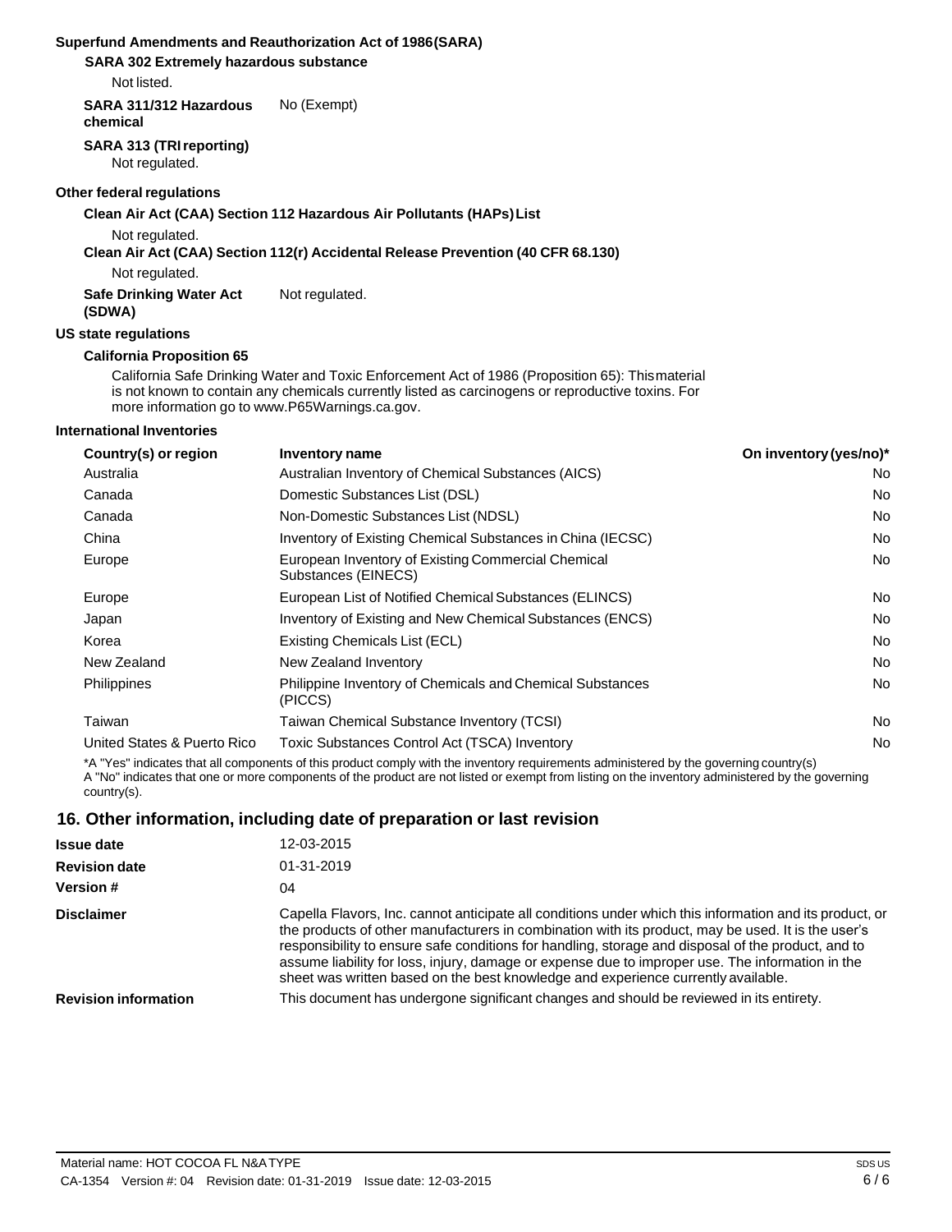**Superfund Amendments and Reauthorization Act of 1986 (SARA)**

**SARA 302 Extremely hazardous substance**

Not listed.

**SARA 311/312 Hazardous chemical** No (Exempt)

**SARA 313 (TRI reporting)**

Not regulated.

**Other federal regulations**

**Clean Air Act (CAA) Section 112 Hazardous Air Pollutants (HAPs) List**

Not regulated.

**Clean Air Act (CAA) Section 112(r) Accidental Release Prevention (40 CFR 68.130)**

Not regulated.

**Safe Drinking Water Act (SDWA)** Not regulated.

**US state regulations**

**California Proposition 65**

California Safe Drinking Water and Toxic Enforcement Act of 1986 (Proposition 65): This material is not known to contain any chemicals currently listed as carcinogens or reproductive toxins. For more information go to www.P65Warnings.ca.gov.

**International Inventories**

| Country(s) or region | Inventory name | On inventory (yes/no)* |
|---|---|---|
| Australia | Australian Inventory of Chemical Substances (AICS) | No |
| Canada | Domestic Substances List (DSL) | No |
| Canada | Non-Domestic Substances List (NDSL) | No |
| China | Inventory of Existing Chemical Substances in China (IECSC) | No |
| Europe | European Inventory of Existing Commercial Chemical Substances (EINECS) | No |
| Europe | European List of Notified Chemical Substances (ELINCS) | No |
| Japan | Inventory of Existing and New Chemical Substances (ENCS) | No |
| Korea | Existing Chemicals List (ECL) | No |
| New Zealand | New Zealand Inventory | No |
| Philippines | Philippine Inventory of Chemicals and Chemical Substances (PICCS) | No |
| Taiwan | Taiwan Chemical Substance Inventory (TCSI) | No |
| United States & Puerto Rico | Toxic Substances Control Act (TSCA) Inventory | No |

*A "Yes" indicates that all components of this product comply with the inventory requirements administered by the governing country(s)
A "No" indicates that one or more components of the product are not listed or exempt from listing on the inventory administered by the governing country(s).

## 16. Other information, including date of preparation or last revision

**Issue date** 12-03-2015

**Revision date** 01-31-2019

**Version #** 04

**Disclaimer** Capella Flavors, Inc. cannot anticipate all conditions under which this information and its product, or the products of other manufacturers in combination with its product, may be used. It is the user's responsibility to ensure safe conditions for handling, storage and disposal of the product, and to assume liability for loss, injury, damage or expense due to improper use. The information in the sheet was written based on the best knowledge and experience currently available.

**Revision information** This document has undergone significant changes and should be reviewed in its entirety.